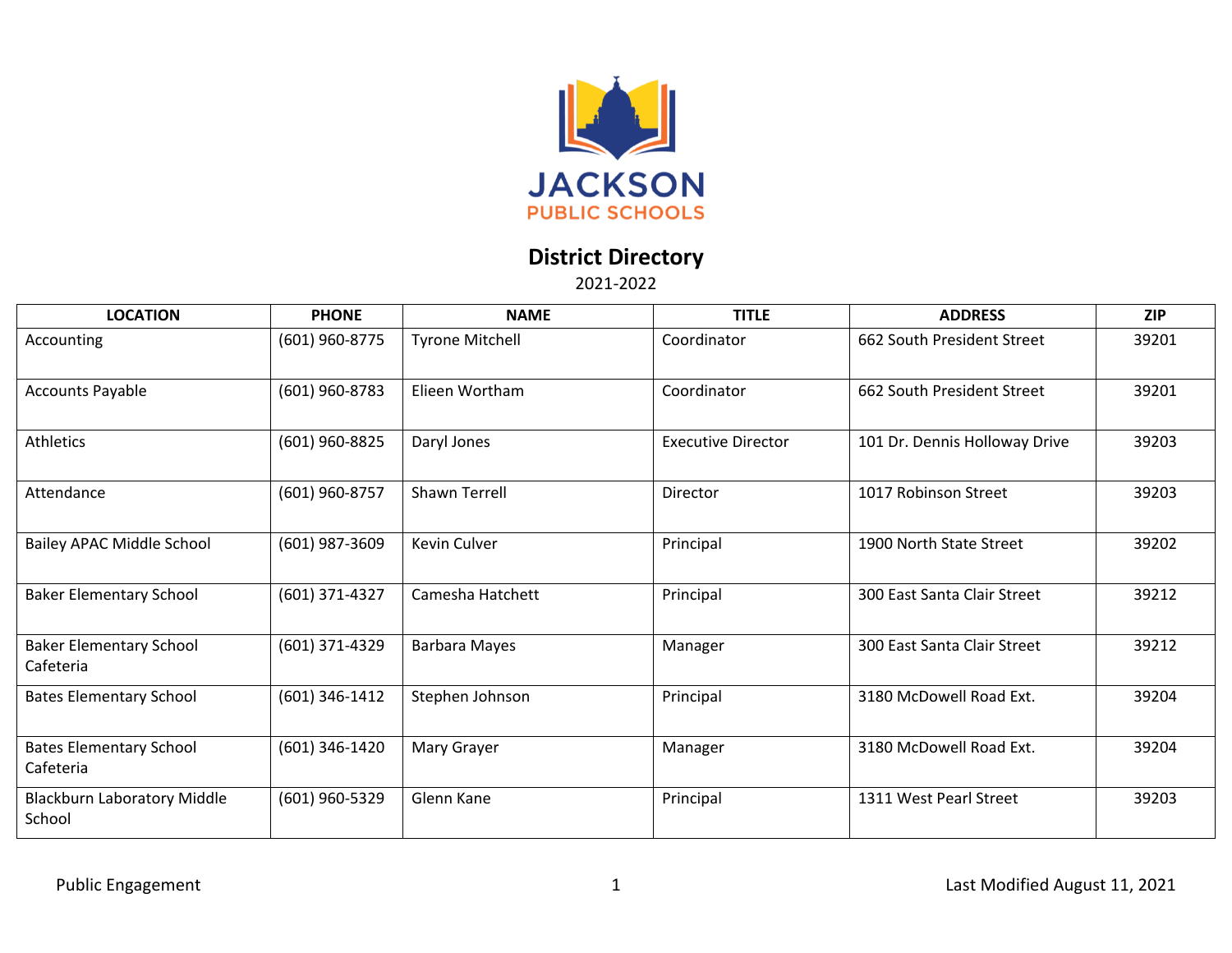# JACKSON PUBLIC SCHOOLS

## District Directory

2021-2022

| LOCATION | PHONE | NAME | TITLE | ADDRESS | ZIP |
|---|---|---|---|---|---|
| Accounting | (601) 960-8775 | Tyrone Mitchell | Coordinator | 662 South President Street | 39201 |
| Accounts Payable | (601) 960-8783 | Elieen Wortham | Coordinator | 662 South President Street | 39201 |
| Athletics | (601) 960-8825 | Daryl Jones | Executive Director | 101 Dr. Dennis Holloway Drive | 39203 |
| Attendance | (601) 960-8757 | Shawn Terrell | Director | 1017 Robinson Street | 39203 |
| Bailey APAC Middle School | (601) 987-3609 | Kevin Culver | Principal | 1900 North State Street | 39202 |
| Baker Elementary School | (601) 371-4327 | Camesha Hatchett | Principal | 300 East Santa Clair Street | 39212 |
| Baker Elementary School Cafeteria | (601) 371-4329 | Barbara Mayes | Manager | 300 East Santa Clair Street | 39212 |
| Bates Elementary School | (601) 346-1412 | Stephen Johnson | Principal | 3180 McDowell Road Ext. | 39204 |
| Bates Elementary School Cafeteria | (601) 346-1420 | Mary Grayer | Manager | 3180 McDowell Road Ext. | 39204 |
| Blackburn Laboratory Middle School | (601) 960-5329 | Glenn Kane | Principal | 1311 West Pearl Street | 39203 |

Public Engagement | Last Modified August 11, 2021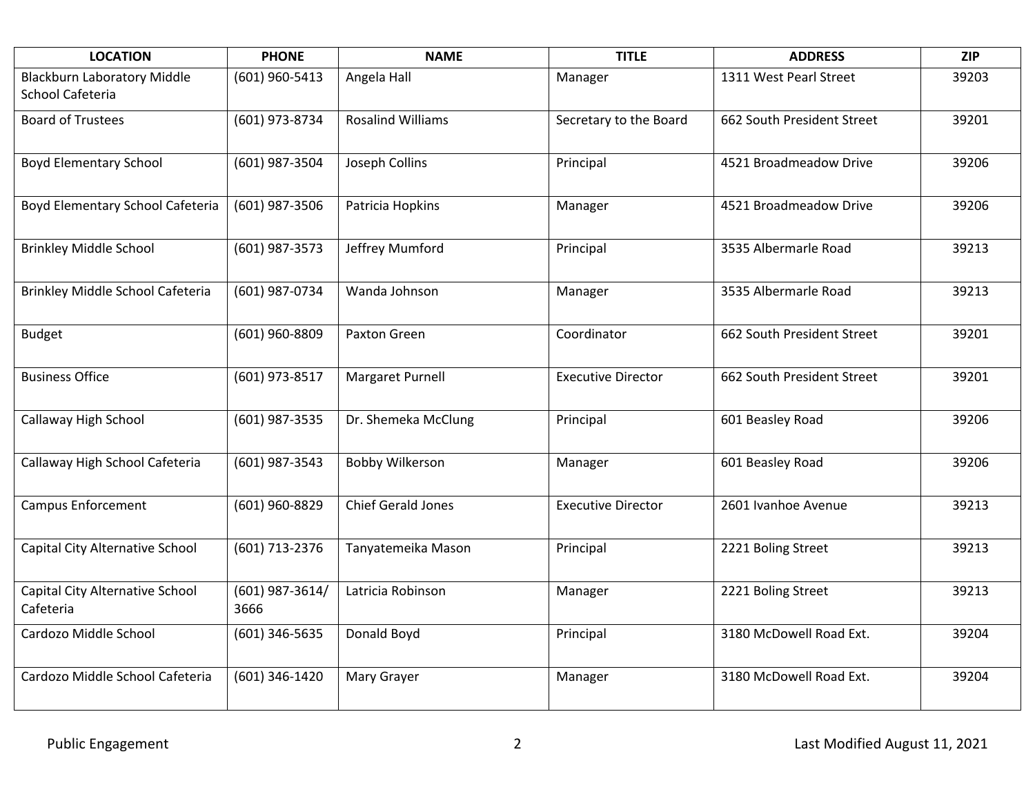| LOCATION | PHONE | NAME | TITLE | ADDRESS | ZIP |
|---|---|---|---|---|---|
| Blackburn Laboratory Middle School Cafeteria | (601) 960-5413 | Angela Hall | Manager | 1311 West Pearl Street | 39203 |
| Board of Trustees | (601) 973-8734 | Rosalind Williams | Secretary to the Board | 662 South President Street | 39201 |
| Boyd Elementary School | (601) 987-3504 | Joseph Collins | Principal | 4521 Broadmeadow Drive | 39206 |
| Boyd Elementary School Cafeteria | (601) 987-3506 | Patricia Hopkins | Manager | 4521 Broadmeadow Drive | 39206 |
| Brinkley Middle School | (601) 987-3573 | Jeffrey Mumford | Principal | 3535 Albermarle Road | 39213 |
| Brinkley Middle School Cafeteria | (601) 987-0734 | Wanda Johnson | Manager | 3535 Albermarle Road | 39213 |
| Budget | (601) 960-8809 | Paxton Green | Coordinator | 662 South President Street | 39201 |
| Business Office | (601) 973-8517 | Margaret Purnell | Executive Director | 662 South President Street | 39201 |
| Callaway High School | (601) 987-3535 | Dr. Shemeka McClung | Principal | 601 Beasley Road | 39206 |
| Callaway High School Cafeteria | (601) 987-3543 | Bobby Wilkerson | Manager | 601 Beasley Road | 39206 |
| Campus Enforcement | (601) 960-8829 | Chief Gerald Jones | Executive Director | 2601 Ivanhoe Avenue | 39213 |
| Capital City Alternative School | (601) 713-2376 | Tanyatemeika Mason | Principal | 2221 Boling Street | 39213 |
| Capital City Alternative School Cafeteria | (601) 987-3614/ 3666 | Latricia Robinson | Manager | 2221 Boling Street | 39213 |
| Cardozo Middle School | (601) 346-5635 | Donald Boyd | Principal | 3180 McDowell Road Ext. | 39204 |
| Cardozo Middle School Cafeteria | (601) 346-1420 | Mary Grayer | Manager | 3180 McDowell Road Ext. | 39204 |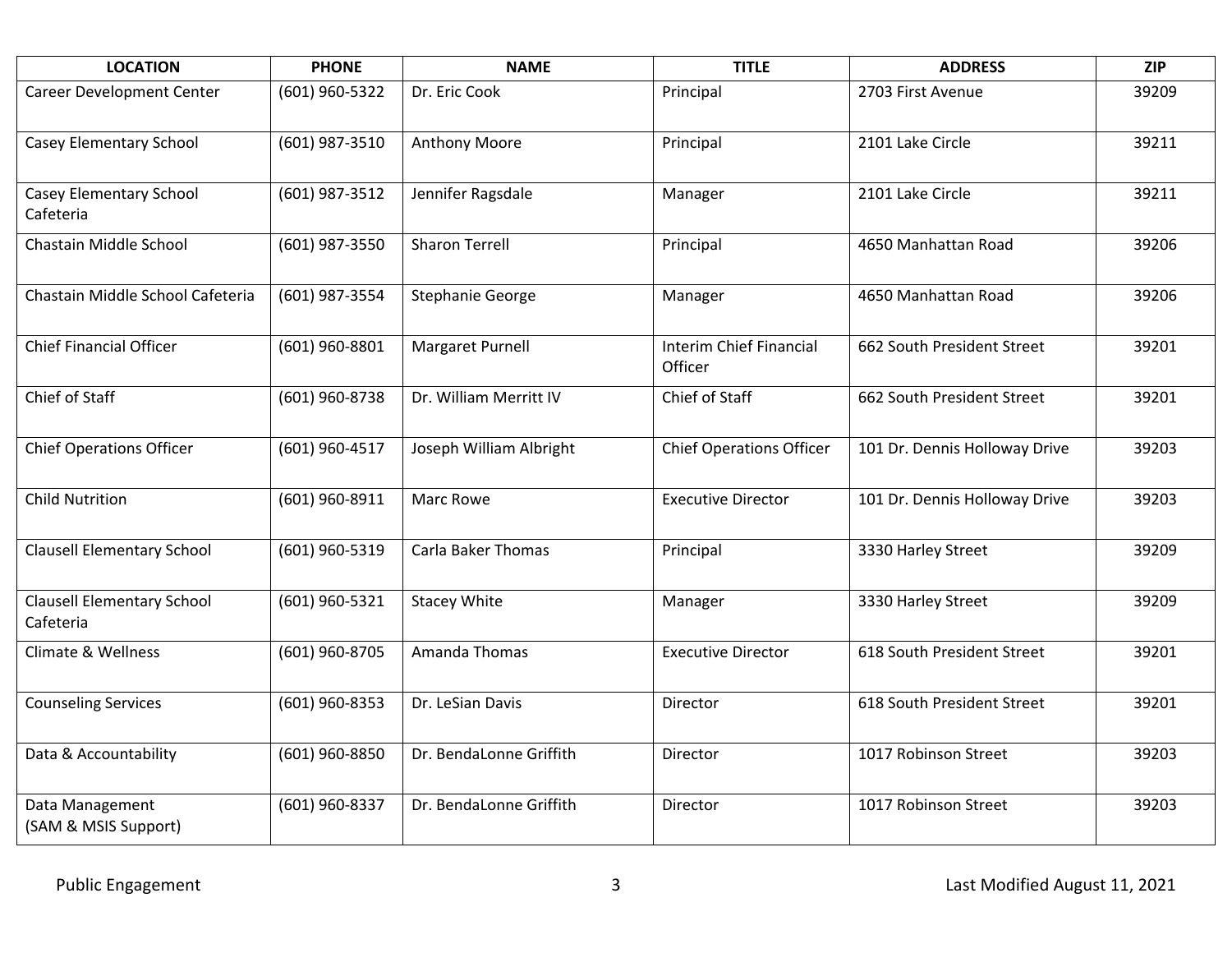| LOCATION | PHONE | NAME | TITLE | ADDRESS | ZIP |
|---|---|---|---|---|---|
| Career Development Center | (601) 960-5322 | Dr. Eric Cook | Principal | 2703 First Avenue | 39209 |
| Casey Elementary School | (601) 987-3510 | Anthony Moore | Principal | 2101 Lake Circle | 39211 |
| Casey Elementary School Cafeteria | (601) 987-3512 | Jennifer Ragsdale | Manager | 2101 Lake Circle | 39211 |
| Chastain Middle School | (601) 987-3550 | Sharon Terrell | Principal | 4650 Manhattan Road | 39206 |
| Chastain Middle School Cafeteria | (601) 987-3554 | Stephanie George | Manager | 4650 Manhattan Road | 39206 |
| Chief Financial Officer | (601) 960-8801 | Margaret Purnell | Interim Chief Financial Officer | 662 South President Street | 39201 |
| Chief of Staff | (601) 960-8738 | Dr. William Merritt IV | Chief of Staff | 662 South President Street | 39201 |
| Chief Operations Officer | (601) 960-4517 | Joseph William Albright | Chief Operations Officer | 101 Dr. Dennis Holloway Drive | 39203 |
| Child Nutrition | (601) 960-8911 | Marc Rowe | Executive Director | 101 Dr. Dennis Holloway Drive | 39203 |
| Clausell Elementary School | (601) 960-5319 | Carla Baker Thomas | Principal | 3330 Harley Street | 39209 |
| Clausell Elementary School Cafeteria | (601) 960-5321 | Stacey White | Manager | 3330 Harley Street | 39209 |
| Climate & Wellness | (601) 960-8705 | Amanda Thomas | Executive Director | 618 South President Street | 39201 |
| Counseling Services | (601) 960-8353 | Dr. LeSian Davis | Director | 618 South President Street | 39201 |
| Data & Accountability | (601) 960-8850 | Dr. BendaLonne Griffith | Director | 1017 Robinson Street | 39203 |
| Data Management (SAM & MSIS Support) | (601) 960-8337 | Dr. BendaLonne Griffith | Director | 1017 Robinson Street | 39203 |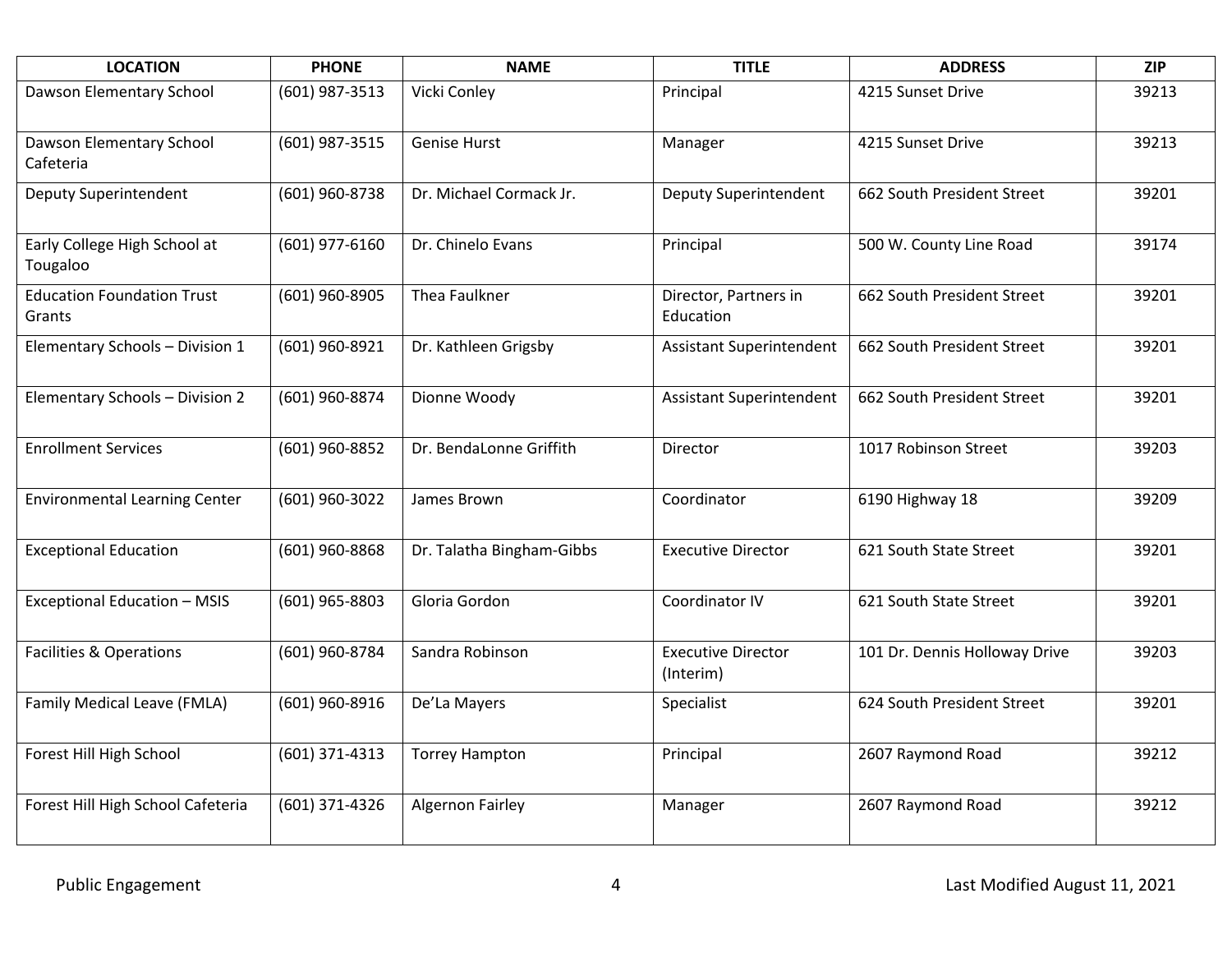| LOCATION | PHONE | NAME | TITLE | ADDRESS | ZIP |
| --- | --- | --- | --- | --- | --- |
| Dawson Elementary School | (601) 987-3513 | Vicki Conley | Principal | 4215 Sunset Drive | 39213 |
| Dawson Elementary School Cafeteria | (601) 987-3515 | Genise Hurst | Manager | 4215 Sunset Drive | 39213 |
| Deputy Superintendent | (601) 960-8738 | Dr. Michael Cormack Jr. | Deputy Superintendent | 662 South President Street | 39201 |
| Early College High School at Tougaloo | (601) 977-6160 | Dr. Chinelo Evans | Principal | 500 W. County Line Road | 39174 |
| Education Foundation Trust Grants | (601) 960-8905 | Thea Faulkner | Director, Partners in Education | 662 South President Street | 39201 |
| Elementary Schools – Division 1 | (601) 960-8921 | Dr. Kathleen Grigsby | Assistant Superintendent | 662 South President Street | 39201 |
| Elementary Schools – Division 2 | (601) 960-8874 | Dionne Woody | Assistant Superintendent | 662 South President Street | 39201 |
| Enrollment Services | (601) 960-8852 | Dr. BendaLonne Griffith | Director | 1017 Robinson Street | 39203 |
| Environmental Learning Center | (601) 960-3022 | James Brown | Coordinator | 6190 Highway 18 | 39209 |
| Exceptional Education | (601) 960-8868 | Dr. Talatha Bingham-Gibbs | Executive Director | 621 South State Street | 39201 |
| Exceptional Education – MSIS | (601) 965-8803 | Gloria Gordon | Coordinator IV | 621 South State Street | 39201 |
| Facilities & Operations | (601) 960-8784 | Sandra Robinson | Executive Director (Interim) | 101 Dr. Dennis Holloway Drive | 39203 |
| Family Medical Leave (FMLA) | (601) 960-8916 | De'La Mayers | Specialist | 624 South President Street | 39201 |
| Forest Hill High School | (601) 371-4313 | Torrey Hampton | Principal | 2607 Raymond Road | 39212 |
| Forest Hill High School Cafeteria | (601) 371-4326 | Algernon Fairley | Manager | 2607 Raymond Road | 39212 |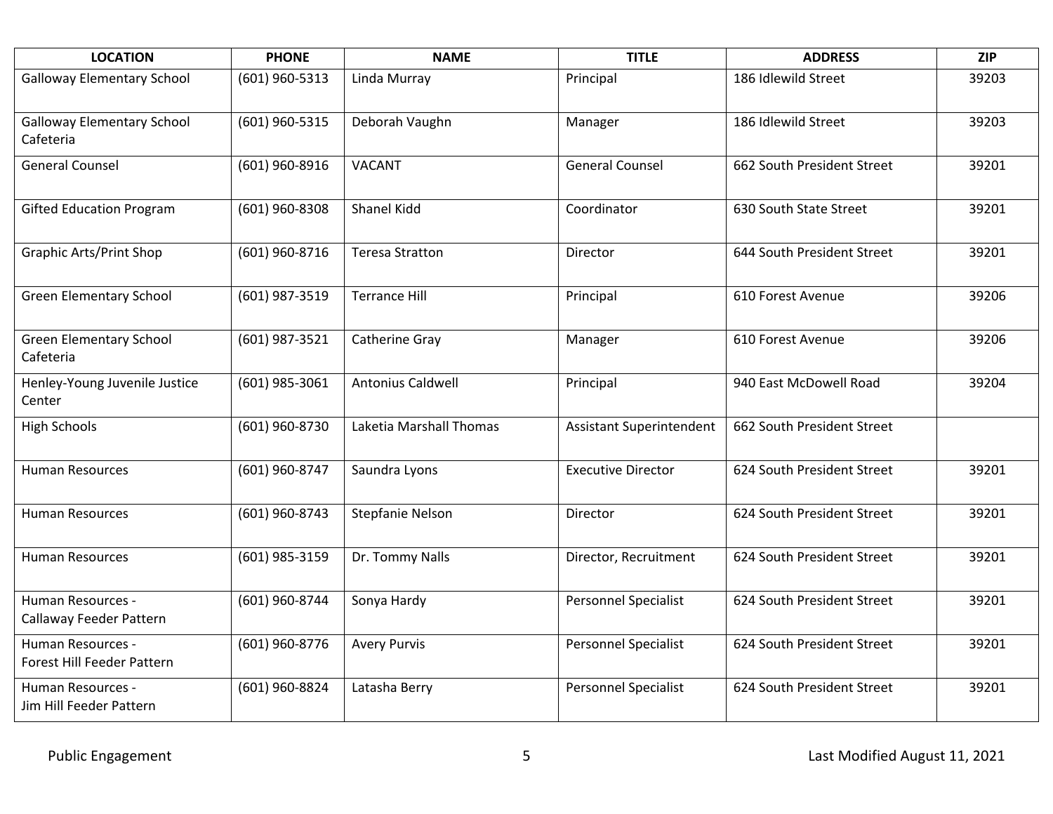| LOCATION | PHONE | NAME | TITLE | ADDRESS | ZIP |
|---|---|---|---|---|---|
| Galloway Elementary School | (601) 960-5313 | Linda Murray | Principal | 186 Idlewild Street | 39203 |
| Galloway Elementary School Cafeteria | (601) 960-5315 | Deborah Vaughn | Manager | 186 Idlewild Street | 39203 |
| General Counsel | (601) 960-8916 | VACANT | General Counsel | 662 South President Street | 39201 |
| Gifted Education Program | (601) 960-8308 | Shanel Kidd | Coordinator | 630 South State Street | 39201 |
| Graphic Arts/Print Shop | (601) 960-8716 | Teresa Stratton | Director | 644 South President Street | 39201 |
| Green Elementary School | (601) 987-3519 | Terrance Hill | Principal | 610 Forest Avenue | 39206 |
| Green Elementary School Cafeteria | (601) 987-3521 | Catherine Gray | Manager | 610 Forest Avenue | 39206 |
| Henley-Young Juvenile Justice Center | (601) 985-3061 | Antonius Caldwell | Principal | 940 East McDowell Road | 39204 |
| High Schools | (601) 960-8730 | Laketia Marshall Thomas | Assistant Superintendent | 662 South President Street | |
| Human Resources | (601) 960-8747 | Saundra Lyons | Executive Director | 624 South President Street | 39201 |
| Human Resources | (601) 960-8743 | Stepfanie Nelson | Director | 624 South President Street | 39201 |
| Human Resources | (601) 985-3159 | Dr. Tommy Nalls | Director, Recruitment | 624 South President Street | 39201 |
| Human Resources - Callaway Feeder Pattern | (601) 960-8744 | Sonya Hardy | Personnel Specialist | 624 South President Street | 39201 |
| Human Resources - Forest Hill Feeder Pattern | (601) 960-8776 | Avery Purvis | Personnel Specialist | 624 South President Street | 39201 |
| Human Resources - Jim Hill Feeder Pattern | (601) 960-8824 | Latasha Berry | Personnel Specialist | 624 South President Street | 39201 |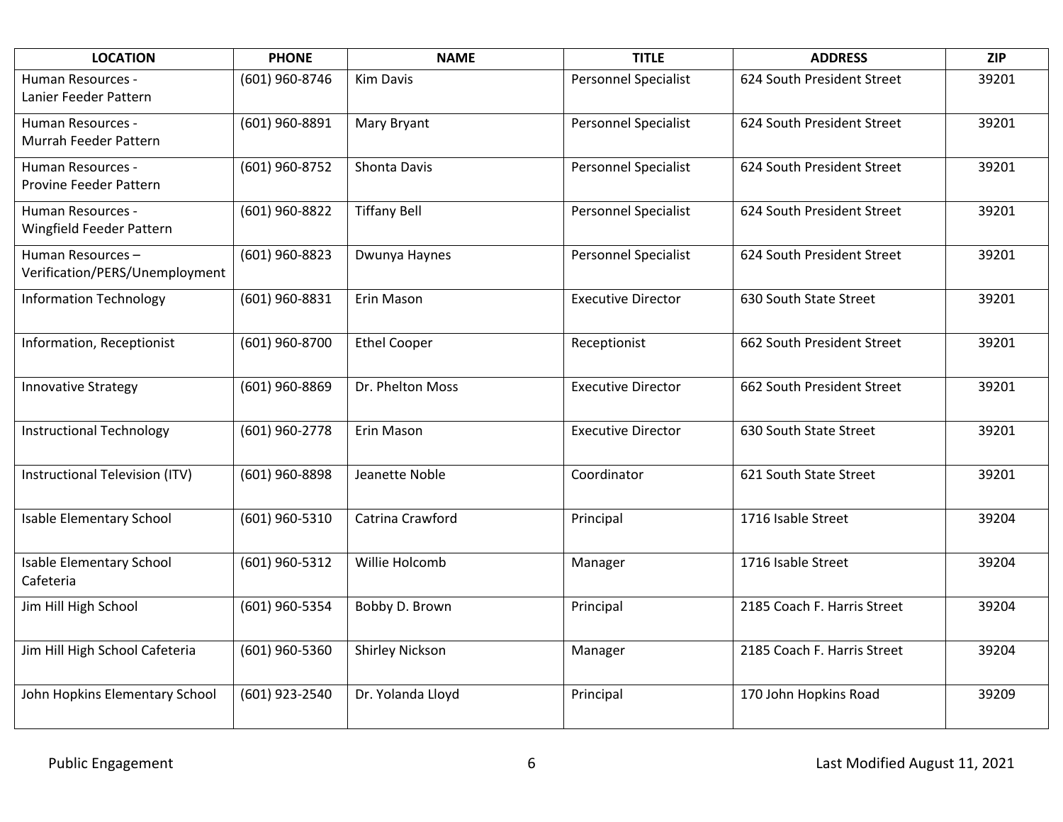| LOCATION | PHONE | NAME | TITLE | ADDRESS | ZIP |
|---|---|---|---|---|---|
| Human Resources - Lanier Feeder Pattern | (601) 960-8746 | Kim Davis | Personnel Specialist | 624 South President Street | 39201 |
| Human Resources - Murrah Feeder Pattern | (601) 960-8891 | Mary Bryant | Personnel Specialist | 624 South President Street | 39201 |
| Human Resources - Provine Feeder Pattern | (601) 960-8752 | Shonta Davis | Personnel Specialist | 624 South President Street | 39201 |
| Human Resources - Wingfield Feeder Pattern | (601) 960-8822 | Tiffany Bell | Personnel Specialist | 624 South President Street | 39201 |
| Human Resources – Verification/PERS/Unemployment | (601) 960-8823 | Dwunya Haynes | Personnel Specialist | 624 South President Street | 39201 |
| Information Technology | (601) 960-8831 | Erin Mason | Executive Director | 630 South State Street | 39201 |
| Information, Receptionist | (601) 960-8700 | Ethel Cooper | Receptionist | 662 South President Street | 39201 |
| Innovative Strategy | (601) 960-8869 | Dr. Phelton Moss | Executive Director | 662 South President Street | 39201 |
| Instructional Technology | (601) 960-2778 | Erin Mason | Executive Director | 630 South State Street | 39201 |
| Instructional Television (ITV) | (601) 960-8898 | Jeanette Noble | Coordinator | 621 South State Street | 39201 |
| Isable Elementary School | (601) 960-5310 | Catrina Crawford | Principal | 1716 Isable Street | 39204 |
| Isable Elementary School Cafeteria | (601) 960-5312 | Willie Holcomb | Manager | 1716 Isable Street | 39204 |
| Jim Hill High School | (601) 960-5354 | Bobby D. Brown | Principal | 2185 Coach F. Harris Street | 39204 |
| Jim Hill High School Cafeteria | (601) 960-5360 | Shirley Nickson | Manager | 2185 Coach F. Harris Street | 39204 |
| John Hopkins Elementary School | (601) 923-2540 | Dr. Yolanda Lloyd | Principal | 170 John Hopkins Road | 39209 |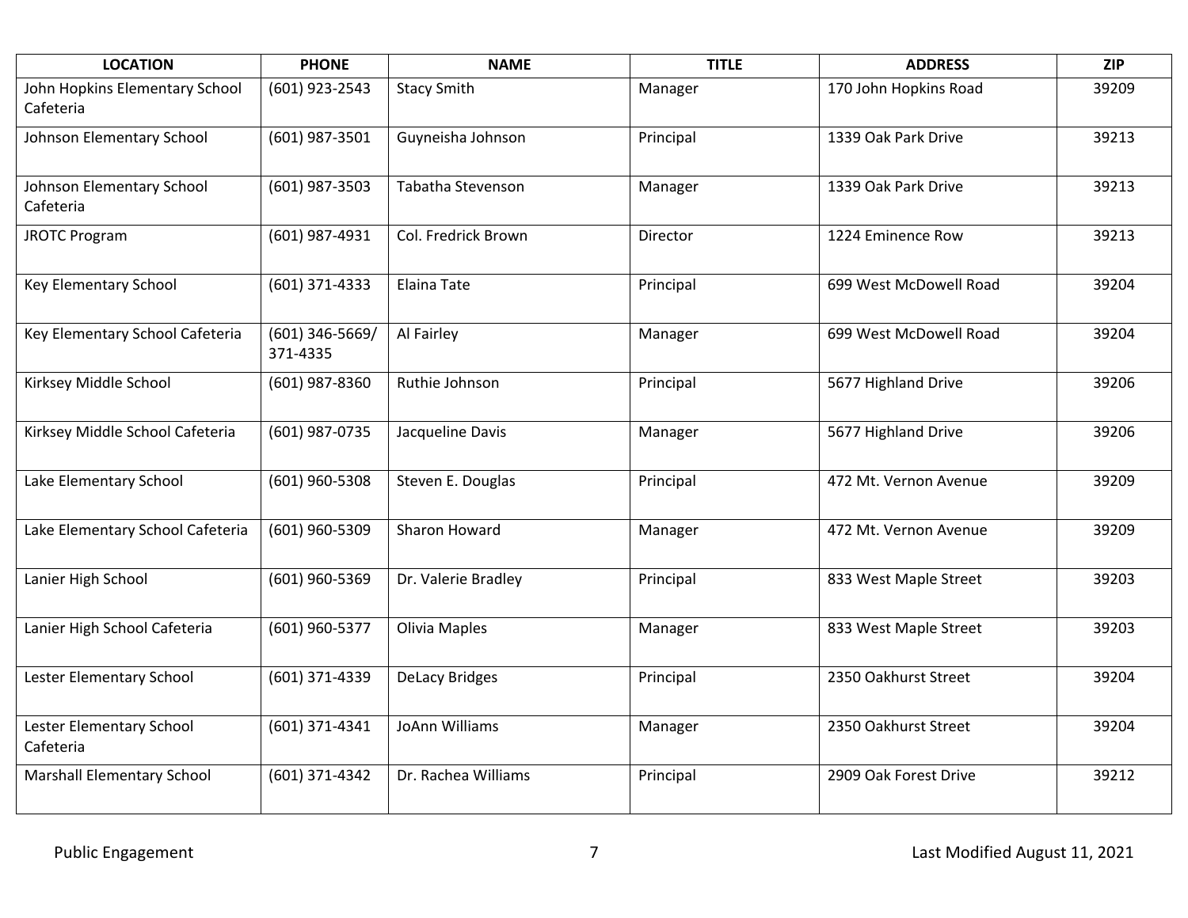| LOCATION | PHONE | NAME | TITLE | ADDRESS | ZIP |
|---|---|---|---|---|---|
| John Hopkins Elementary School Cafeteria | (601) 923-2543 | Stacy Smith | Manager | 170 John Hopkins Road | 39209 |
| Johnson Elementary School | (601) 987-3501 | Guyneisha Johnson | Principal | 1339 Oak Park Drive | 39213 |
| Johnson Elementary School Cafeteria | (601) 987-3503 | Tabatha Stevenson | Manager | 1339 Oak Park Drive | 39213 |
| JROTC Program | (601) 987-4931 | Col. Fredrick Brown | Director | 1224 Eminence Row | 39213 |
| Key Elementary School | (601) 371-4333 | Elaina Tate | Principal | 699 West McDowell Road | 39204 |
| Key Elementary School Cafeteria | (601) 346-5669/ 371-4335 | Al Fairley | Manager | 699 West McDowell Road | 39204 |
| Kirksey Middle School | (601) 987-8360 | Ruthie Johnson | Principal | 5677 Highland Drive | 39206 |
| Kirksey Middle School Cafeteria | (601) 987-0735 | Jacqueline Davis | Manager | 5677 Highland Drive | 39206 |
| Lake Elementary School | (601) 960-5308 | Steven E. Douglas | Principal | 472 Mt. Vernon Avenue | 39209 |
| Lake Elementary School Cafeteria | (601) 960-5309 | Sharon Howard | Manager | 472 Mt. Vernon Avenue | 39209 |
| Lanier High School | (601) 960-5369 | Dr. Valerie Bradley | Principal | 833 West Maple Street | 39203 |
| Lanier High School Cafeteria | (601) 960-5377 | Olivia Maples | Manager | 833 West Maple Street | 39203 |
| Lester Elementary School | (601) 371-4339 | DeLacy Bridges | Principal | 2350 Oakhurst Street | 39204 |
| Lester Elementary School Cafeteria | (601) 371-4341 | JoAnn Williams | Manager | 2350 Oakhurst Street | 39204 |
| Marshall Elementary School | (601) 371-4342 | Dr. Rachea Williams | Principal | 2909 Oak Forest Drive | 39212 |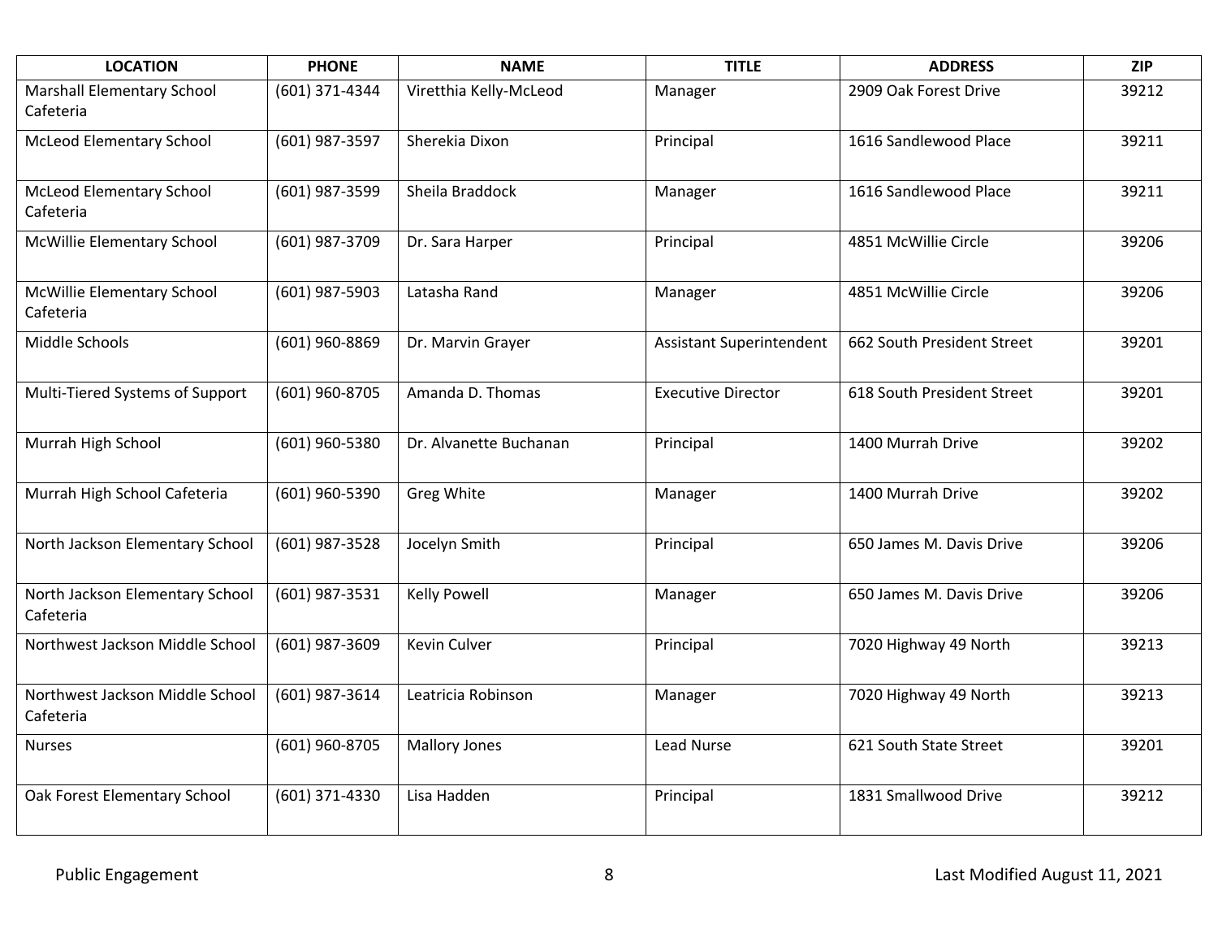| LOCATION | PHONE | NAME | TITLE | ADDRESS | ZIP |
|---|---|---|---|---|---|
| Marshall Elementary School Cafeteria | (601) 371-4344 | Viretthia Kelly-McLeod | Manager | 2909 Oak Forest Drive | 39212 |
| McLeod Elementary School | (601) 987-3597 | Sherekia Dixon | Principal | 1616 Sandlewood Place | 39211 |
| McLeod Elementary School Cafeteria | (601) 987-3599 | Sheila Braddock | Manager | 1616 Sandlewood Place | 39211 |
| McWillie Elementary School | (601) 987-3709 | Dr. Sara Harper | Principal | 4851 McWillie Circle | 39206 |
| McWillie Elementary School Cafeteria | (601) 987-5903 | Latasha Rand | Manager | 4851 McWillie Circle | 39206 |
| Middle Schools | (601) 960-8869 | Dr. Marvin Grayer | Assistant Superintendent | 662 South President Street | 39201 |
| Multi-Tiered Systems of Support | (601) 960-8705 | Amanda D. Thomas | Executive Director | 618 South President Street | 39201 |
| Murrah High School | (601) 960-5380 | Dr. Alvanette Buchanan | Principal | 1400 Murrah Drive | 39202 |
| Murrah High School Cafeteria | (601) 960-5390 | Greg White | Manager | 1400 Murrah Drive | 39202 |
| North Jackson Elementary School | (601) 987-3528 | Jocelyn Smith | Principal | 650 James M. Davis Drive | 39206 |
| North Jackson Elementary School Cafeteria | (601) 987-3531 | Kelly Powell | Manager | 650 James M. Davis Drive | 39206 |
| Northwest Jackson Middle School | (601) 987-3609 | Kevin Culver | Principal | 7020 Highway 49 North | 39213 |
| Northwest Jackson Middle School Cafeteria | (601) 987-3614 | Leatricia Robinson | Manager | 7020 Highway 49 North | 39213 |
| Nurses | (601) 960-8705 | Mallory Jones | Lead Nurse | 621 South State Street | 39201 |
| Oak Forest Elementary School | (601) 371-4330 | Lisa Hadden | Principal | 1831 Smallwood Drive | 39212 |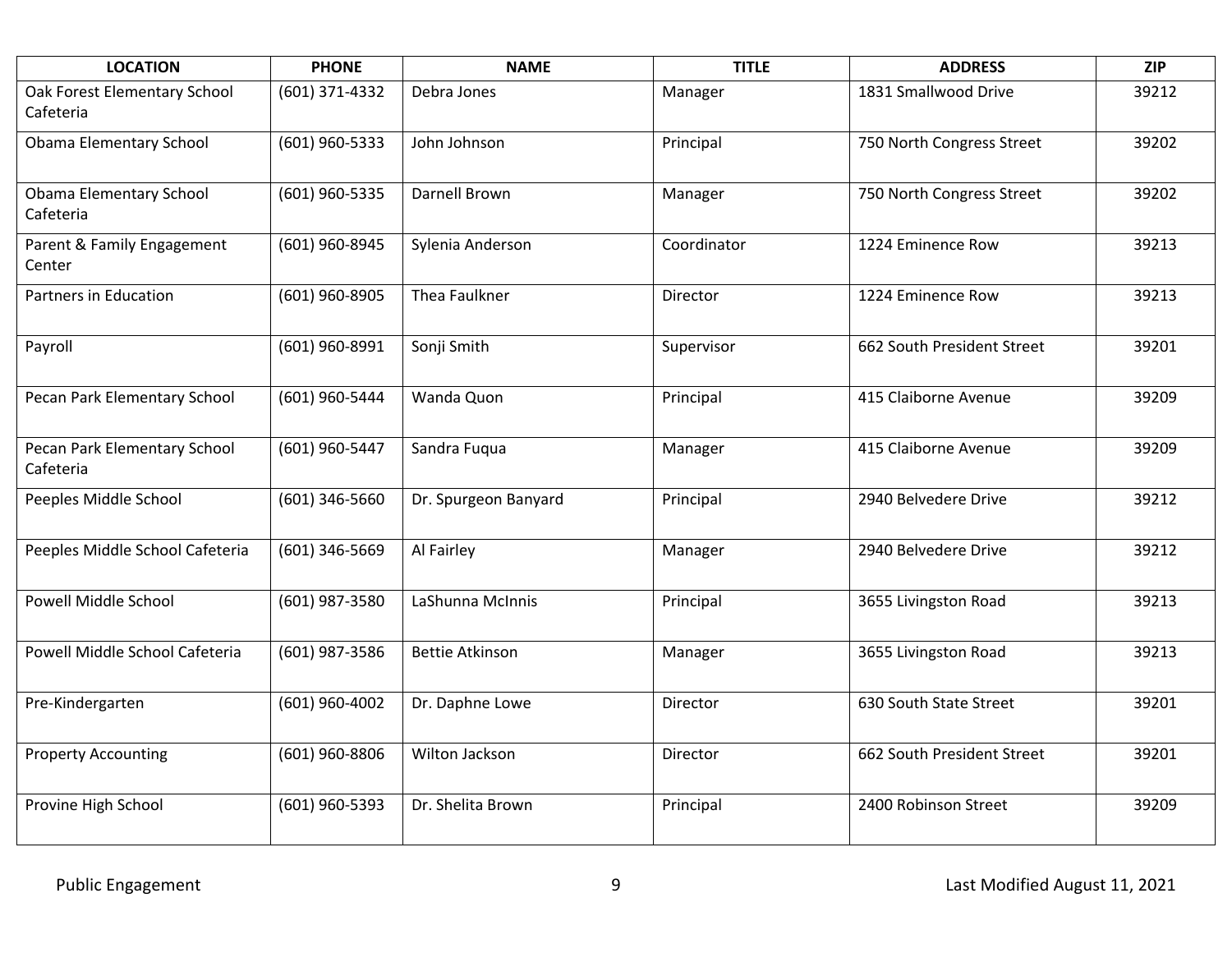| LOCATION | PHONE | NAME | TITLE | ADDRESS | ZIP |
|---|---|---|---|---|---|
| Oak Forest Elementary School Cafeteria | (601) 371-4332 | Debra Jones | Manager | 1831 Smallwood Drive | 39212 |
| Obama Elementary School | (601) 960-5333 | John Johnson | Principal | 750 North Congress Street | 39202 |
| Obama Elementary School Cafeteria | (601) 960-5335 | Darnell Brown | Manager | 750 North Congress Street | 39202 |
| Parent & Family Engagement Center | (601) 960-8945 | Sylenia Anderson | Coordinator | 1224 Eminence Row | 39213 |
| Partners in Education | (601) 960-8905 | Thea Faulkner | Director | 1224 Eminence Row | 39213 |
| Payroll | (601) 960-8991 | Sonji Smith | Supervisor | 662 South President Street | 39201 |
| Pecan Park Elementary School | (601) 960-5444 | Wanda Quon | Principal | 415 Claiborne Avenue | 39209 |
| Pecan Park Elementary School Cafeteria | (601) 960-5447 | Sandra Fuqua | Manager | 415 Claiborne Avenue | 39209 |
| Peeples Middle School | (601) 346-5660 | Dr. Spurgeon Banyard | Principal | 2940 Belvedere Drive | 39212 |
| Peeples Middle School Cafeteria | (601) 346-5669 | Al Fairley | Manager | 2940 Belvedere Drive | 39212 |
| Powell Middle School | (601) 987-3580 | LaShunna McInnis | Principal | 3655 Livingston Road | 39213 |
| Powell Middle School Cafeteria | (601) 987-3586 | Bettie Atkinson | Manager | 3655 Livingston Road | 39213 |
| Pre-Kindergarten | (601) 960-4002 | Dr. Daphne Lowe | Director | 630 South State Street | 39201 |
| Property Accounting | (601) 960-8806 | Wilton Jackson | Director | 662 South President Street | 39201 |
| Provine High School | (601) 960-5393 | Dr. Shelita Brown | Principal | 2400 Robinson Street | 39209 |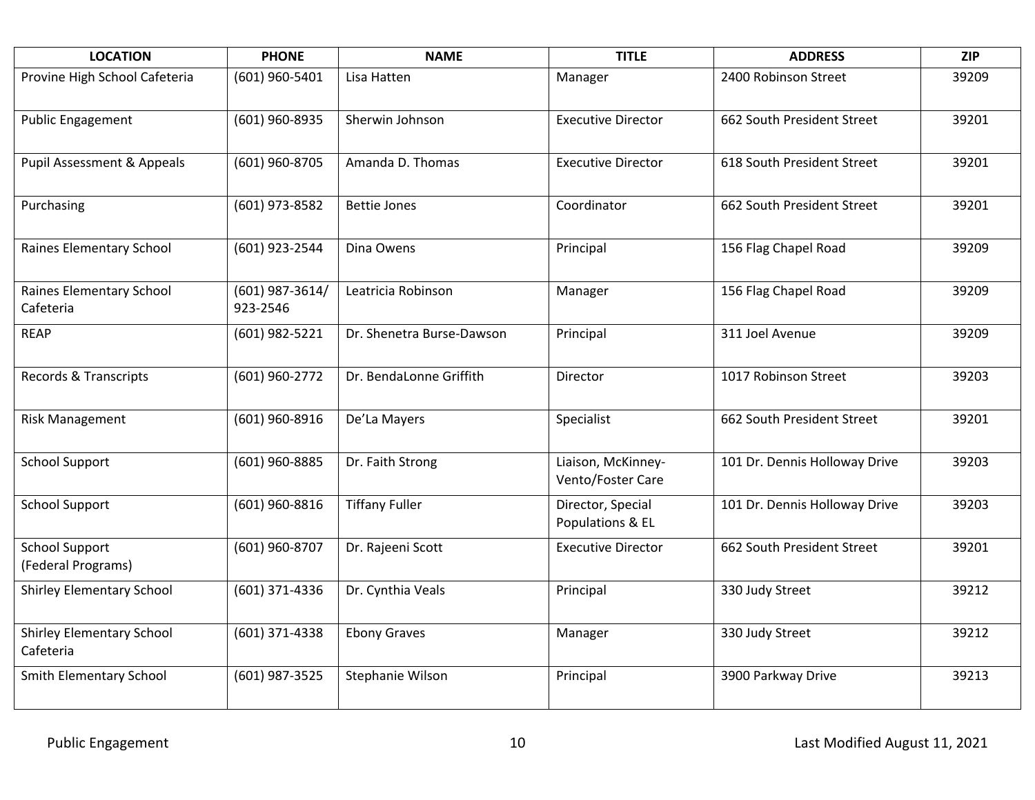| LOCATION | PHONE | NAME | TITLE | ADDRESS | ZIP |
|---|---|---|---|---|---|
| Provine High School Cafeteria | (601) 960-5401 | Lisa Hatten | Manager | 2400 Robinson Street | 39209 |
| Public Engagement | (601) 960-8935 | Sherwin Johnson | Executive Director | 662 South President Street | 39201 |
| Pupil Assessment & Appeals | (601) 960-8705 | Amanda D. Thomas | Executive Director | 618 South President Street | 39201 |
| Purchasing | (601) 973-8582 | Bettie Jones | Coordinator | 662 South President Street | 39201 |
| Raines Elementary School | (601) 923-2544 | Dina Owens | Principal | 156 Flag Chapel Road | 39209 |
| Raines Elementary School Cafeteria | (601) 987-3614/ 923-2546 | Leatricia Robinson | Manager | 156 Flag Chapel Road | 39209 |
| REAP | (601) 982-5221 | Dr. Shenetra Burse-Dawson | Principal | 311 Joel Avenue | 39209 |
| Records & Transcripts | (601) 960-2772 | Dr. BendaLonne Griffith | Director | 1017 Robinson Street | 39203 |
| Risk Management | (601) 960-8916 | De'La Mayers | Specialist | 662 South President Street | 39201 |
| School Support | (601) 960-8885 | Dr. Faith Strong | Liaison, McKinney-Vento/Foster Care | 101 Dr. Dennis Holloway Drive | 39203 |
| School Support | (601) 960-8816 | Tiffany Fuller | Director, Special Populations & EL | 101 Dr. Dennis Holloway Drive | 39203 |
| School Support (Federal Programs) | (601) 960-8707 | Dr. Rajeeni Scott | Executive Director | 662 South President Street | 39201 |
| Shirley Elementary School | (601) 371-4336 | Dr. Cynthia Veals | Principal | 330 Judy Street | 39212 |
| Shirley Elementary School Cafeteria | (601) 371-4338 | Ebony Graves | Manager | 330 Judy Street | 39212 |
| Smith Elementary School | (601) 987-3525 | Stephanie Wilson | Principal | 3900 Parkway Drive | 39213 |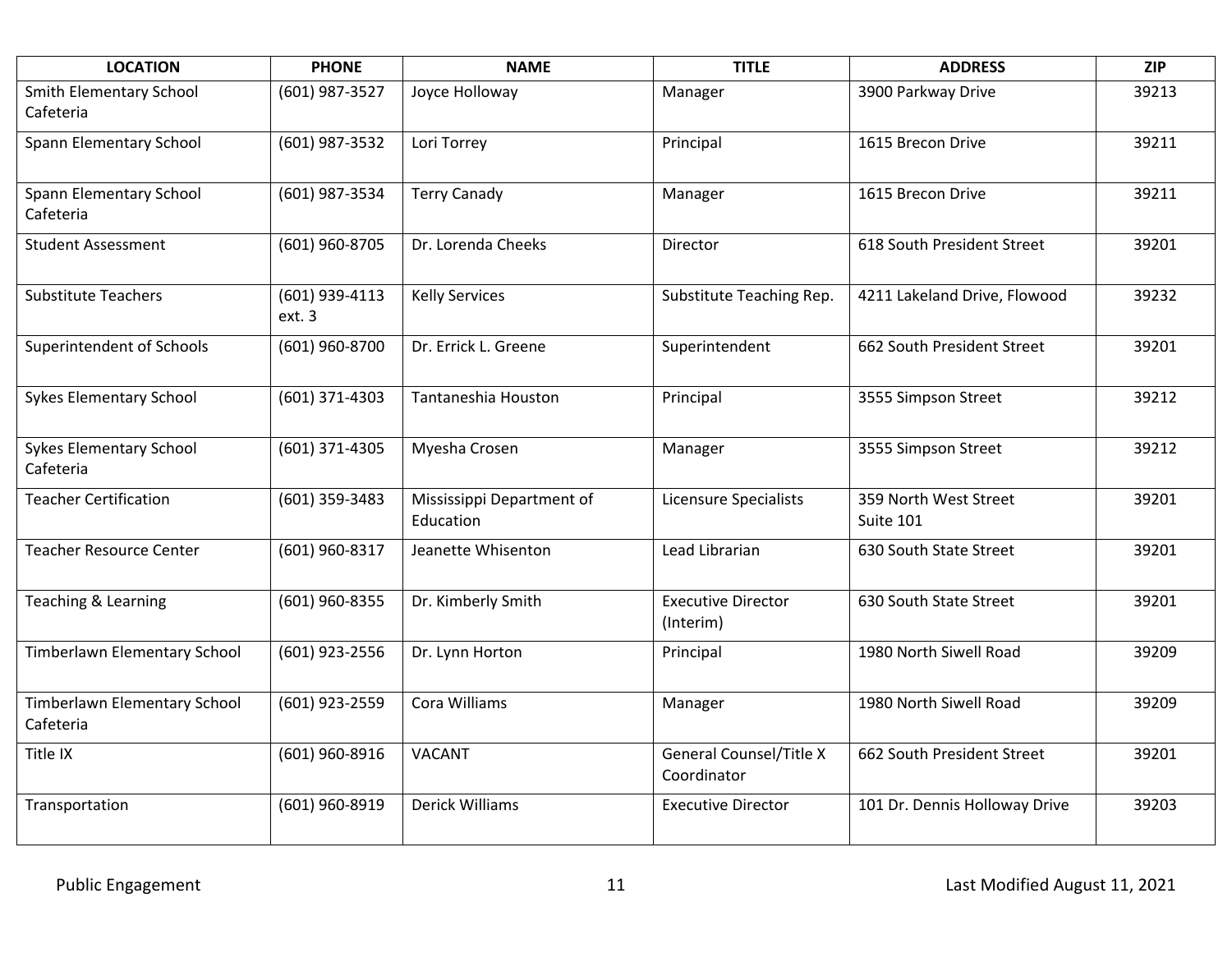| LOCATION | PHONE | NAME | TITLE | ADDRESS | ZIP |
|---|---|---|---|---|---|
| Smith Elementary School Cafeteria | (601) 987-3527 | Joyce Holloway | Manager | 3900 Parkway Drive | 39213 |
| Spann Elementary School | (601) 987-3532 | Lori Torrey | Principal | 1615 Brecon Drive | 39211 |
| Spann Elementary School Cafeteria | (601) 987-3534 | Terry Canady | Manager | 1615 Brecon Drive | 39211 |
| Student Assessment | (601) 960-8705 | Dr. Lorenda Cheeks | Director | 618 South President Street | 39201 |
| Substitute Teachers | (601) 939-4113 ext. 3 | Kelly Services | Substitute Teaching Rep. | 4211 Lakeland Drive, Flowood | 39232 |
| Superintendent of Schools | (601) 960-8700 | Dr. Errick L. Greene | Superintendent | 662 South President Street | 39201 |
| Sykes Elementary School | (601) 371-4303 | Tantaneshia Houston | Principal | 3555 Simpson Street | 39212 |
| Sykes Elementary School Cafeteria | (601) 371-4305 | Myesha Crosen | Manager | 3555 Simpson Street | 39212 |
| Teacher Certification | (601) 359-3483 | Mississippi Department of Education | Licensure Specialists | 359 North West Street Suite 101 | 39201 |
| Teacher Resource Center | (601) 960-8317 | Jeanette Whisenton | Lead Librarian | 630 South State Street | 39201 |
| Teaching & Learning | (601) 960-8355 | Dr. Kimberly Smith | Executive Director (Interim) | 630 South State Street | 39201 |
| Timberlawn Elementary School | (601) 923-2556 | Dr. Lynn Horton | Principal | 1980 North Siwell Road | 39209 |
| Timberlawn Elementary School Cafeteria | (601) 923-2559 | Cora Williams | Manager | 1980 North Siwell Road | 39209 |
| Title IX | (601) 960-8916 | VACANT | General Counsel/Title X Coordinator | 662 South President Street | 39201 |
| Transportation | (601) 960-8919 | Derick Williams | Executive Director | 101 Dr. Dennis Holloway Drive | 39203 |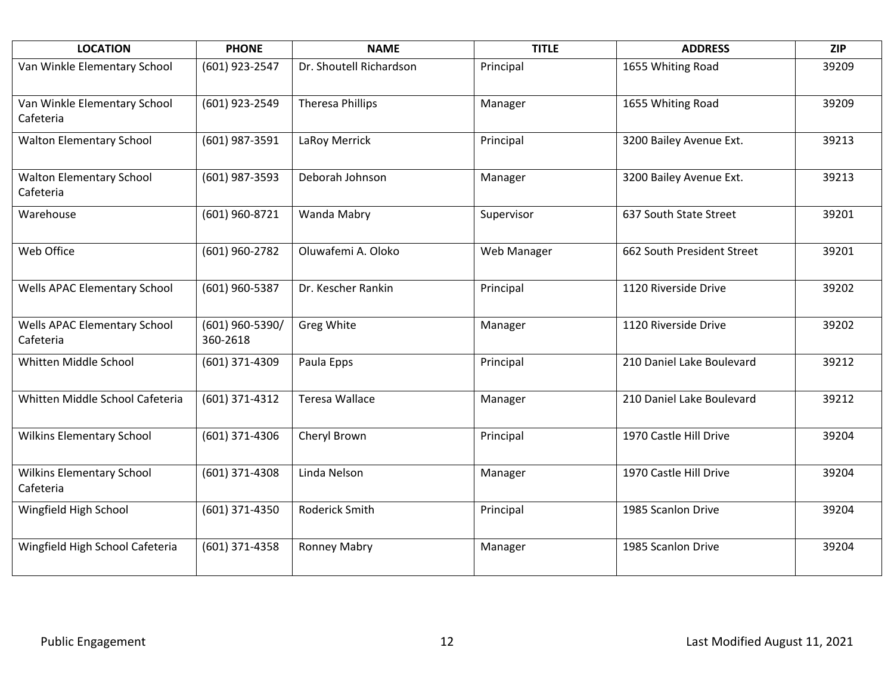| LOCATION | PHONE | NAME | TITLE | ADDRESS | ZIP |
|---|---|---|---|---|---|
| Van Winkle Elementary School | (601) 923-2547 | Dr. Shoutell Richardson | Principal | 1655 Whiting Road | 39209 |
| Van Winkle Elementary School Cafeteria | (601) 923-2549 | Theresa Phillips | Manager | 1655 Whiting Road | 39209 |
| Walton Elementary School | (601) 987-3591 | LaRoy Merrick | Principal | 3200 Bailey Avenue Ext. | 39213 |
| Walton Elementary School Cafeteria | (601) 987-3593 | Deborah Johnson | Manager | 3200 Bailey Avenue Ext. | 39213 |
| Warehouse | (601) 960-8721 | Wanda Mabry | Supervisor | 637 South State Street | 39201 |
| Web Office | (601) 960-2782 | Oluwafemi A. Oloko | Web Manager | 662 South President Street | 39201 |
| Wells APAC Elementary School | (601) 960-5387 | Dr. Kescher Rankin | Principal | 1120 Riverside Drive | 39202 |
| Wells APAC Elementary School Cafeteria | (601) 960-5390/ 360-2618 | Greg White | Manager | 1120 Riverside Drive | 39202 |
| Whitten Middle School | (601) 371-4309 | Paula Epps | Principal | 210 Daniel Lake Boulevard | 39212 |
| Whitten Middle School Cafeteria | (601) 371-4312 | Teresa Wallace | Manager | 210 Daniel Lake Boulevard | 39212 |
| Wilkins Elementary School | (601) 371-4306 | Cheryl Brown | Principal | 1970 Castle Hill Drive | 39204 |
| Wilkins Elementary School Cafeteria | (601) 371-4308 | Linda Nelson | Manager | 1970 Castle Hill Drive | 39204 |
| Wingfield High School | (601) 371-4350 | Roderick Smith | Principal | 1985 Scanlon Drive | 39204 |
| Wingfield High School Cafeteria | (601) 371-4358 | Ronney Mabry | Manager | 1985 Scanlon Drive | 39204 |